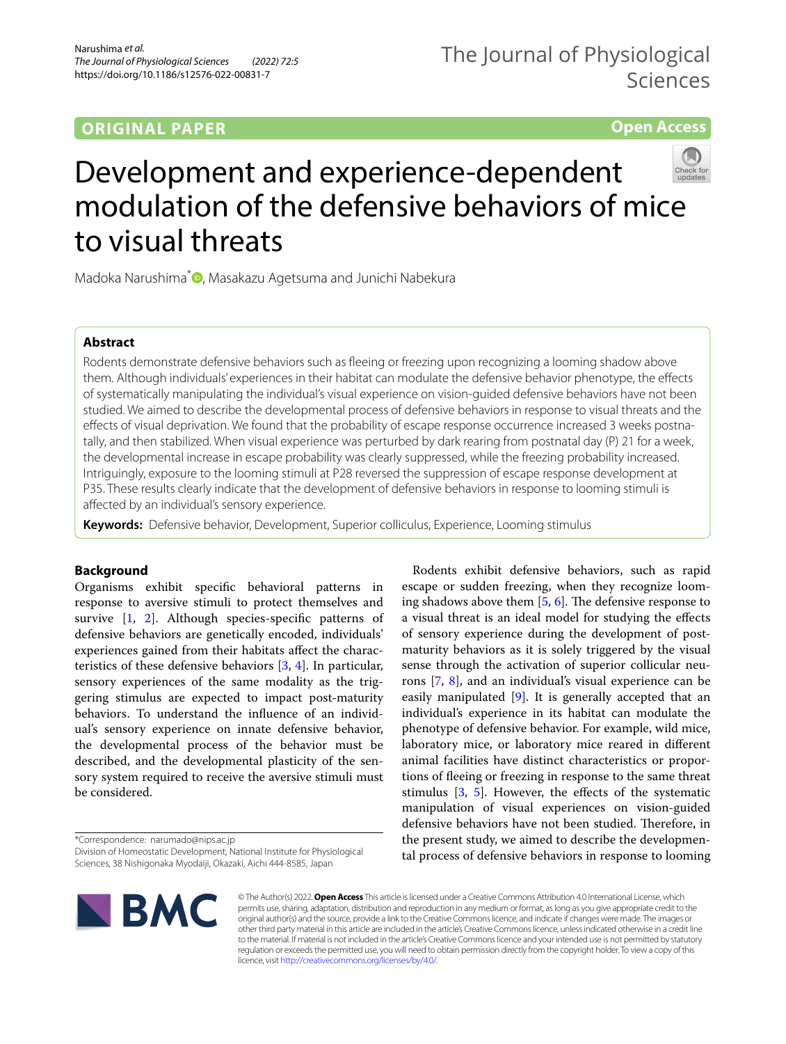ORIGINAL PAPER

Open Access

# Development and experience-dependent modulation of the defensive behaviors of mice to visual threats

Madoka Narushima*, Masakazu Agetsuma and Junichi Nabekura

## Abstract

Rodents demonstrate defensive behaviors such as fleeing or freezing upon recognizing a looming shadow above them. Although individuals' experiences in their habitat can modulate the defensive behavior phenotype, the effects of systematically manipulating the individual's visual experience on vision-guided defensive behaviors have not been studied. We aimed to describe the developmental process of defensive behaviors in response to visual threats and the effects of visual deprivation. We found that the probability of escape response occurrence increased 3 weeks postnatally, and then stabilized. When visual experience was perturbed by dark rearing from postnatal day (P) 21 for a week, the developmental increase in escape probability was clearly suppressed, while the freezing probability increased. Intriguingly, exposure to the looming stimuli at P28 reversed the suppression of escape response development at P35. These results clearly indicate that the development of defensive behaviors in response to looming stimuli is affected by an individual's sensory experience.

**Keywords:** Defensive behavior, Development, Superior colliculus, Experience, Looming stimulus

## Background

Organisms exhibit specific behavioral patterns in response to aversive stimuli to protect themselves and survive [1, 2]. Although species-specific patterns of defensive behaviors are genetically encoded, individuals' experiences gained from their habitats affect the characteristics of these defensive behaviors [3, 4]. In particular, sensory experiences of the same modality as the triggering stimulus are expected to impact post-maturity behaviors. To understand the influence of an individual's sensory experience on innate defensive behavior, the developmental process of the behavior must be described, and the developmental plasticity of the sensory system required to receive the aversive stimuli must be considered.

Rodents exhibit defensive behaviors, such as rapid escape or sudden freezing, when they recognize looming shadows above them [5, 6]. The defensive response to a visual threat is an ideal model for studying the effects of sensory experience during the development of post-maturity behaviors as it is solely triggered by the visual sense through the activation of superior collicular neurons [7, 8], and an individual's visual experience can be easily manipulated [9]. It is generally accepted that an individual's experience in its habitat can modulate the phenotype of defensive behavior. For example, wild mice, laboratory mice, or laboratory mice reared in different animal facilities have distinct characteristics or proportions of fleeing or freezing in response to the same threat stimulus [3, 5]. However, the effects of the systematic manipulation of visual experiences on vision-guided defensive behaviors have not been studied. Therefore, in the present study, we aimed to describe the developmental process of defensive behaviors in response to looming

*Correspondence: narumado@nips.ac.jp
Division of Homeostatic Development, National Institute for Physiological Sciences, 38 Nishigonaka Myodaiji, Okazaki, Aichi 444-8585, Japan

© The Author(s) 2022. **Open Access** This article is licensed under a Creative Commons Attribution 4.0 International License, which permits use, sharing, adaptation, distribution and reproduction in any medium or format, as long as you give appropriate credit to the original author(s) and the source, provide a link to the Creative Commons licence, and indicate if changes were made. The images or other third party material in this article are included in the article's Creative Commons licence, unless indicated otherwise in a credit line to the material. If material is not included in the article's Creative Commons licence and your intended use is not permitted by statutory regulation or exceeds the permitted use, you will need to obtain permission directly from the copyright holder. To view a copy of this licence, visit http://creativecommons.org/licenses/by/4.0/.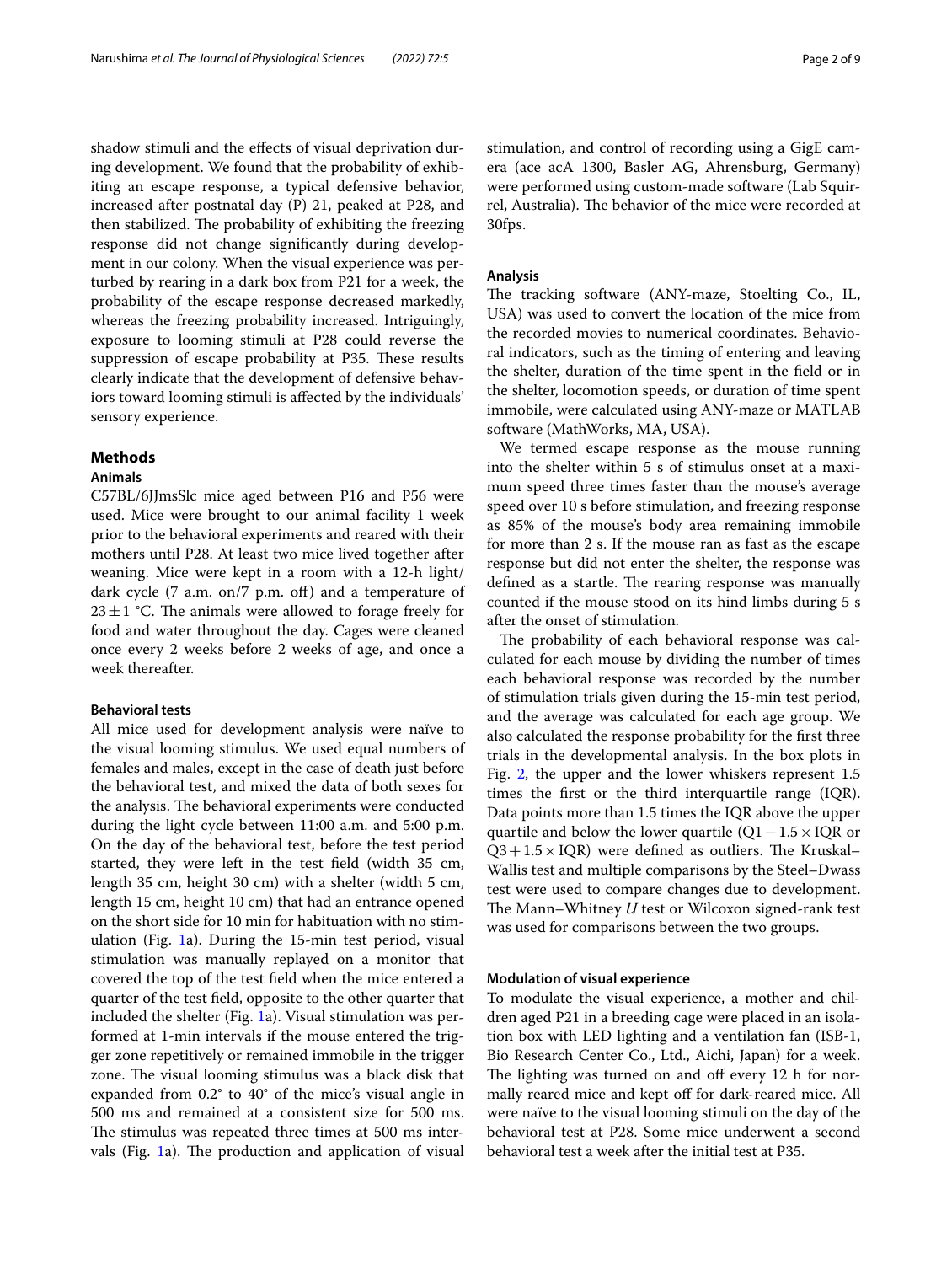shadow stimuli and the effects of visual deprivation during development. We found that the probability of exhibiting an escape response, a typical defensive behavior, increased after postnatal day (P) 21, peaked at P28, and then stabilized. The probability of exhibiting the freezing response did not change significantly during development in our colony. When the visual experience was perturbed by rearing in a dark box from P21 for a week, the probability of the escape response decreased markedly, whereas the freezing probability increased. Intriguingly, exposure to looming stimuli at P28 could reverse the suppression of escape probability at P35. These results clearly indicate that the development of defensive behaviors toward looming stimuli is affected by the individuals' sensory experience.

## Methods

### Animals

C57BL/6JJmsSlc mice aged between P16 and P56 were used. Mice were brought to our animal facility 1 week prior to the behavioral experiments and reared with their mothers until P28. At least two mice lived together after weaning. Mice were kept in a room with a 12-h light/dark cycle (7 a.m. on/7 p.m. off) and a temperature of $23 \pm 1$ °C. The animals were allowed to forage freely for food and water throughout the day. Cages were cleaned once every 2 weeks before 2 weeks of age, and once a week thereafter.

### Behavioral tests

All mice used for development analysis were naïve to the visual looming stimulus. We used equal numbers of females and males, except in the case of death just before the behavioral test, and mixed the data of both sexes for the analysis. The behavioral experiments were conducted during the light cycle between 11:00 a.m. and 5:00 p.m. On the day of the behavioral test, before the test period started, they were left in the test field (width 35 cm, length 35 cm, height 30 cm) with a shelter (width 5 cm, length 15 cm, height 10 cm) that had an entrance opened on the short side for 10 min for habituation with no stimulation (Fig. 1a). During the 15-min test period, visual stimulation was manually replayed on a monitor that covered the top of the test field when the mice entered a quarter of the test field, opposite to the other quarter that included the shelter (Fig. 1a). Visual stimulation was performed at 1-min intervals if the mouse entered the trigger zone repetitively or remained immobile in the trigger zone. The visual looming stimulus was a black disk that expanded from 0.2° to 40° of the mice's visual angle in 500 ms and remained at a consistent size for 500 ms. The stimulus was repeated three times at 500 ms intervals (Fig. 1a). The production and application of visual stimulation, and control of recording using a GigE camera (ace acA 1300, Basler AG, Ahrensburg, Germany) were performed using custom-made software (Lab Squirrel, Australia). The behavior of the mice were recorded at 30fps.

### Analysis

The tracking software (ANY-maze, Stoelting Co., IL, USA) was used to convert the location of the mice from the recorded movies to numerical coordinates. Behavioral indicators, such as the timing of entering and leaving the shelter, duration of the time spent in the field or in the shelter, locomotion speeds, or duration of time spent immobile, were calculated using ANY-maze or MATLAB software (MathWorks, MA, USA).

We termed escape response as the mouse running into the shelter within 5 s of stimulus onset at a maximum speed three times faster than the mouse's average speed over 10 s before stimulation, and freezing response as 85% of the mouse's body area remaining immobile for more than 2 s. If the mouse ran as fast as the escape response but did not enter the shelter, the response was defined as a startle. The rearing response was manually counted if the mouse stood on its hind limbs during 5 s after the onset of stimulation.

The probability of each behavioral response was calculated for each mouse by dividing the number of times each behavioral response was recorded by the number of stimulation trials given during the 15-min test period, and the average was calculated for each age group. We also calculated the response probability for the first three trials in the developmental analysis. In the box plots in Fig. 2, the upper and the lower whiskers represent 1.5 times the first or the third interquartile range (IQR). Data points more than 1.5 times the IQR above the upper quartile and below the lower quartile ($Q1 - 1.5 \times IQR$ or $Q3 + 1.5 \times IQR$) were defined as outliers. The Kruskal–Wallis test and multiple comparisons by the Steel–Dwass test were used to compare changes due to development. The Mann–Whitney *U* test or Wilcoxon signed-rank test was used for comparisons between the two groups.

### Modulation of visual experience

To modulate the visual experience, a mother and children aged P21 in a breeding cage were placed in an isolation box with LED lighting and a ventilation fan (ISB-1, Bio Research Center Co., Ltd., Aichi, Japan) for a week. The lighting was turned on and off every 12 h for normally reared mice and kept off for dark-reared mice. All were naïve to the visual looming stimuli on the day of the behavioral test at P28. Some mice underwent a second behavioral test a week after the initial test at P35.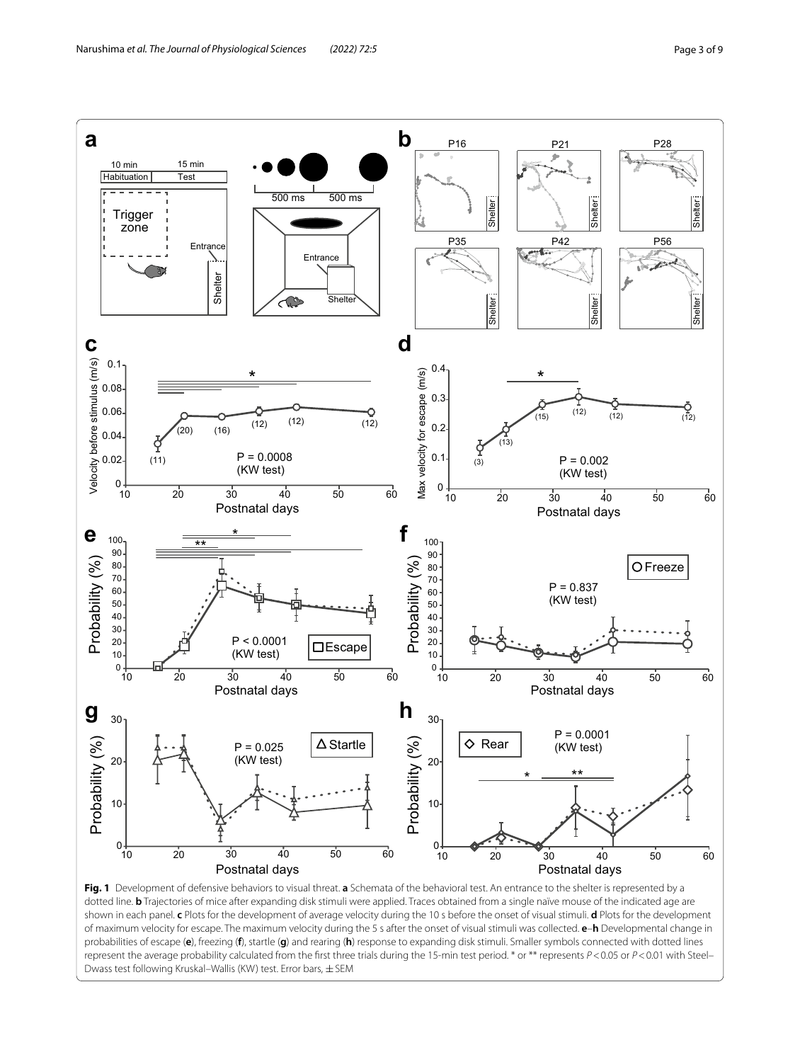**Fig. 1** Development of defensive behaviors to visual threat. **a** Schemata of the behavioral test. An entrance to the shelter is represented by a dotted line. **b** Trajectories of mice after expanding disk stimuli were applied. Traces obtained from a single naïve mouse of the indicated age are shown in each panel. **c** Plots for the development of average velocity during the 10 s before the onset of visual stimuli. **d** Plots for the development of maximum velocity for escape. The maximum velocity during the 5 s after the onset of visual stimuli was collected. **e**–**h** Developmental change in probabilities of escape (**e**), freezing (**f**), startle (**g**) and rearing (**h**) response to expanding disk stimuli. Smaller symbols connected with dotted lines represent the average probability calculated from the first three trials during the 15-min test period. * or ** represents $P < 0.05$ or $P < 0.01$ with Steel–Dwass test following Kruskal–Wallis (KW) test. Error bars, ± SEM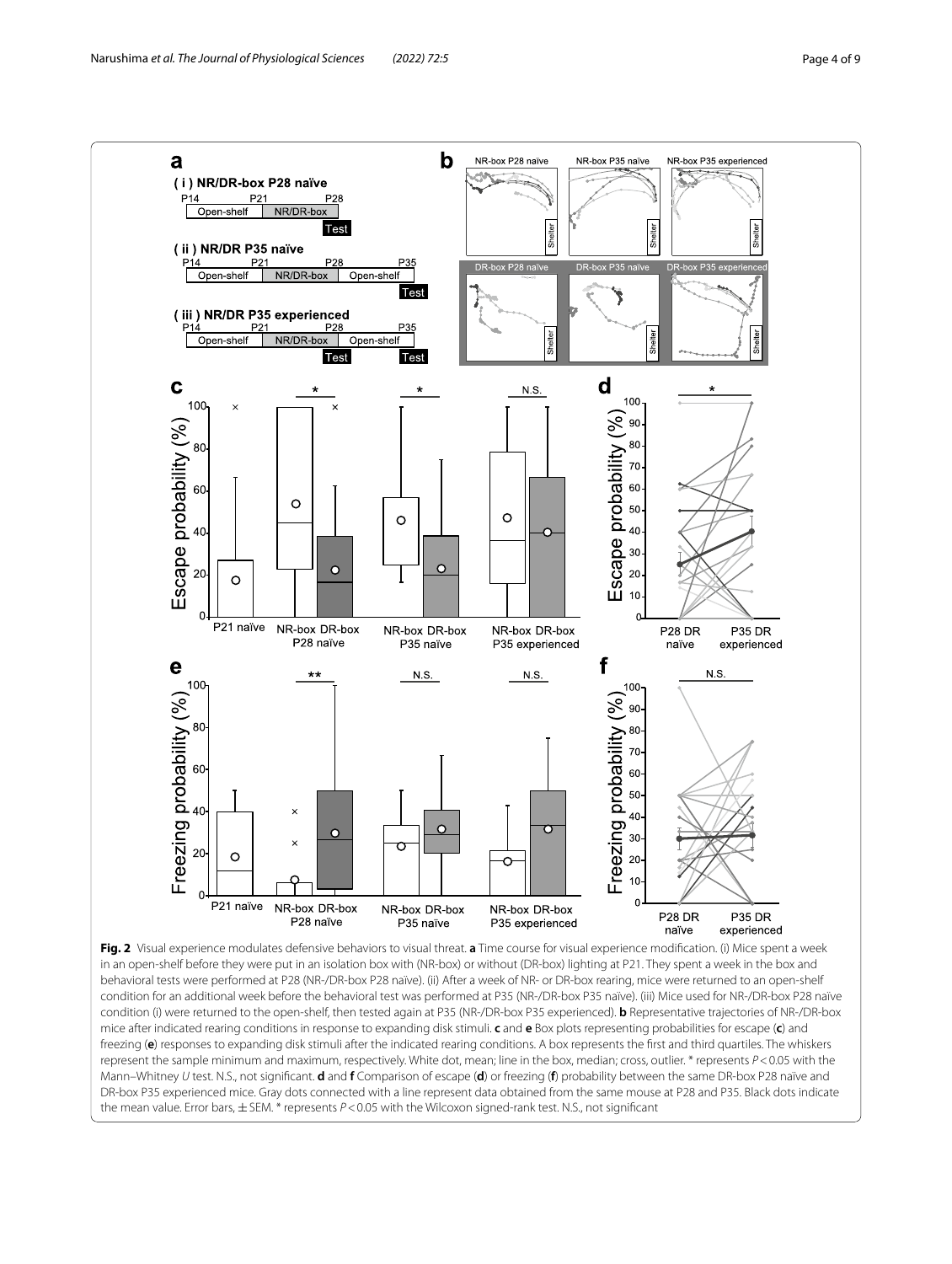**Fig. 2** Visual experience modulates defensive behaviors to visual threat. **a** Time course for visual experience modification. (i) Mice spent a week in an open-shelf before they were put in an isolation box with (NR-box) or without (DR-box) lighting at P21. They spent a week in the box and behavioral tests were performed at P28 (NR-/DR-box P28 naïve). (ii) After a week of NR- or DR-box rearing, mice were returned to an open-shelf condition for an additional week before the behavioral test was performed at P35 (NR-/DR-box P35 naïve). (iii) Mice used for NR-/DR-box P28 naïve condition (i) were returned to the open-shelf, then tested again at P35 (NR-/DR-box P35 experienced). **b** Representative trajectories of NR-/DR-box mice after indicated rearing conditions in response to expanding disk stimuli. **c** and **e** Box plots representing probabilities for escape (**c**) and freezing (**e**) responses to expanding disk stimuli after the indicated rearing conditions. A box represents the first and third quartiles. The whiskers represent the sample minimum and maximum, respectively. White dot, mean; line in the box, median; cross, outlier. * represents $P < 0.05$ with the Mann–Whitney *U* test. N.S., not significant. **d** and **f** Comparison of escape (**d**) or freezing (**f**) probability between the same DR-box P28 naïve and DR-box P35 experienced mice. Gray dots connected with a line represent data obtained from the same mouse at P28 and P35. Black dots indicate the mean value. Error bars, ± SEM. * represents $P < 0.05$ with the Wilcoxon signed-rank test. N.S., not significant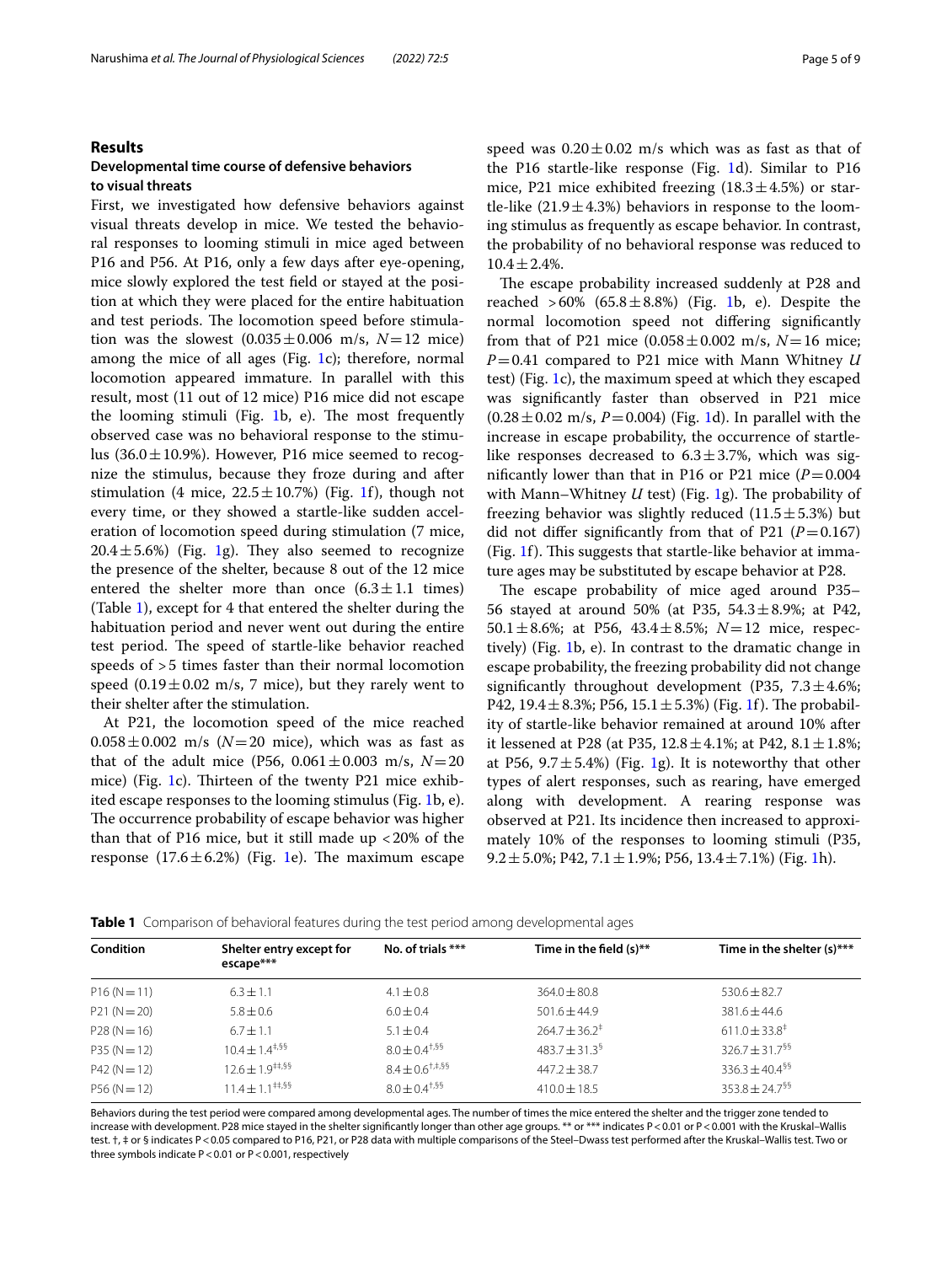## Results

### Developmental time course of defensive behaviors to visual threats

First, we investigated how defensive behaviors against visual threats develop in mice. We tested the behavioral responses to looming stimuli in mice aged between P16 and P56. At P16, only a few days after eye-opening, mice slowly explored the test field or stayed at the position at which they were placed for the entire habituation and test periods. The locomotion speed before stimulation was the slowest (0.035 ± 0.006 m/s, $N = 12$ mice) among the mice of all ages (Fig. 1c); therefore, normal locomotion appeared immature. In parallel with this result, most (11 out of 12 mice) P16 mice did not escape the looming stimuli (Fig. 1b, e). The most frequently observed case was no behavioral response to the stimulus (36.0 ± 10.9%). However, P16 mice seemed to recognize the stimulus, because they froze during and after stimulation (4 mice, 22.5 ± 10.7%) (Fig. 1f), though not every time, or they showed a startle-like sudden acceleration of locomotion speed during stimulation (7 mice, 20.4 ± 5.6%) (Fig. 1g). They also seemed to recognize the presence of the shelter, because 8 out of the 12 mice entered the shelter more than once (6.3 ± 1.1 times) (Table 1), except for 4 that entered the shelter during the habituation period and never went out during the entire test period. The speed of startle-like behavior reached speeds of > 5 times faster than their normal locomotion speed (0.19 ± 0.02 m/s, 7 mice), but they rarely went to their shelter after the stimulation.

At P21, the locomotion speed of the mice reached 0.058 ± 0.002 m/s ($N = 20$ mice), which was as fast as that of the adult mice (P56, 0.061 ± 0.003 m/s, $N = 20$ mice) (Fig. 1c). Thirteen of the twenty P21 mice exhibited escape responses to the looming stimulus (Fig. 1b, e). The occurrence probability of escape behavior was higher than that of P16 mice, but it still made up < 20% of the response (17.6 ± 6.2%) (Fig. 1e). The maximum escape speed was 0.20 ± 0.02 m/s which was as fast as that of the P16 startle-like response (Fig. 1d). Similar to P16 mice, P21 mice exhibited freezing (18.3 ± 4.5%) or startle-like (21.9 ± 4.3%) behaviors in response to the looming stimulus as frequently as escape behavior. In contrast, the probability of no behavioral response was reduced to 10.4 ± 2.4%.

The escape probability increased suddenly at P28 and reached > 60% (65.8 ± 8.8%) (Fig. 1b, e). Despite the normal locomotion speed not differing significantly from that of P21 mice (0.058 ± 0.002 m/s, $N = 16$ mice; $P = 0.41$ compared to P21 mice with Mann Whitney *U* test) (Fig. 1c), the maximum speed at which they escaped was significantly faster than observed in P21 mice (0.28 ± 0.02 m/s, $P = 0.004$) (Fig. 1d). In parallel with the increase in escape probability, the occurrence of startle-like responses decreased to 6.3 ± 3.7%, which was significantly lower than that in P16 or P21 mice ($P = 0.004$ with Mann–Whitney *U* test) (Fig. 1g). The probability of freezing behavior was slightly reduced (11.5 ± 5.3%) but did not differ significantly from that of P21 ($P = 0.167$) (Fig. 1f). This suggests that startle-like behavior at immature ages may be substituted by escape behavior at P28.

The escape probability of mice aged around P35–56 stayed at around 50% (at P35, 54.3 ± 8.9%; at P42, 50.1 ± 8.6%; at P56, 43.4 ± 8.5%; $N = 12$ mice, respectively) (Fig. 1b, e). In contrast to the dramatic change in escape probability, the freezing probability did not change significantly throughout development (P35, 7.3 ± 4.6%; P42, 19.4 ± 8.3%; P56, 15.1 ± 5.3%) (Fig. 1f). The probability of startle-like behavior remained at around 10% after it lessened at P28 (at P35, 12.8 ± 4.1%; at P42, 8.1 ± 1.8%; at P56, 9.7 ± 5.4%) (Fig. 1g). It is noteworthy that other types of alert responses, such as rearing, have emerged along with development. A rearing response was observed at P21. Its incidence then increased to approximately 10% of the responses to looming stimuli (P35, 9.2 ± 5.0%; P42, 7.1 ± 1.9%; P56, 13.4 ± 7.1%) (Fig. 1h).

**Table 1** Comparison of behavioral features during the test period among developmental ages

| Condition | Shelter entry except for escape*** | No. of trials *** | Time in the field (s)** | Time in the shelter (s)*** |
|---|---|---|---|---|
| P16 (N = 11) | 6.3 ± 1.1 | 4.1 ± 0.8 | 364.0 ± 80.8 | 530.6 ± 82.7 |
| P21 (N = 20) | 5.8 ± 0.6 | 6.0 ± 0.4 | 501.6 ± 44.9 | 381.6 ± 44.6 |
| P28 (N = 16) | 6.7 ± 1.1 | 5.1 ± 0.4 | 264.7 ± 36.2‡ | 611.0 ± 33.8‡ |
| P35 (N = 12) | 10.4 ± 1.4‡,§§ | 8.0 ± 0.4†,§§ | 483.7 ± 31.3§ | 326.7 ± 31.7§§ |
| P42 (N = 12) | 12.6 ± 1.9‡‡,§§ | 8.4 ± 0.6†,‡,§§ | 447.2 ± 38.7 | 336.3 ± 40.4§§ |
| P56 (N = 12) | 11.4 ± 1.1‡‡,§§ | 8.0 ± 0.4†,§§ | 410.0 ± 18.5 | 353.8 ± 24.7§§ |

Behaviors during the test period were compared among developmental ages. The number of times the mice entered the shelter and the trigger zone tended to increase with development. P28 mice stayed in the shelter significantly longer than other age groups. ** or *** indicates P < 0.01 or P < 0.001 with the Kruskal–Wallis test. †, ‡ or § indicates P < 0.05 compared to P16, P21, or P28 data with multiple comparisons of the Steel–Dwass test performed after the Kruskal–Wallis test. Two or three symbols indicate P < 0.01 or P < 0.001, respectively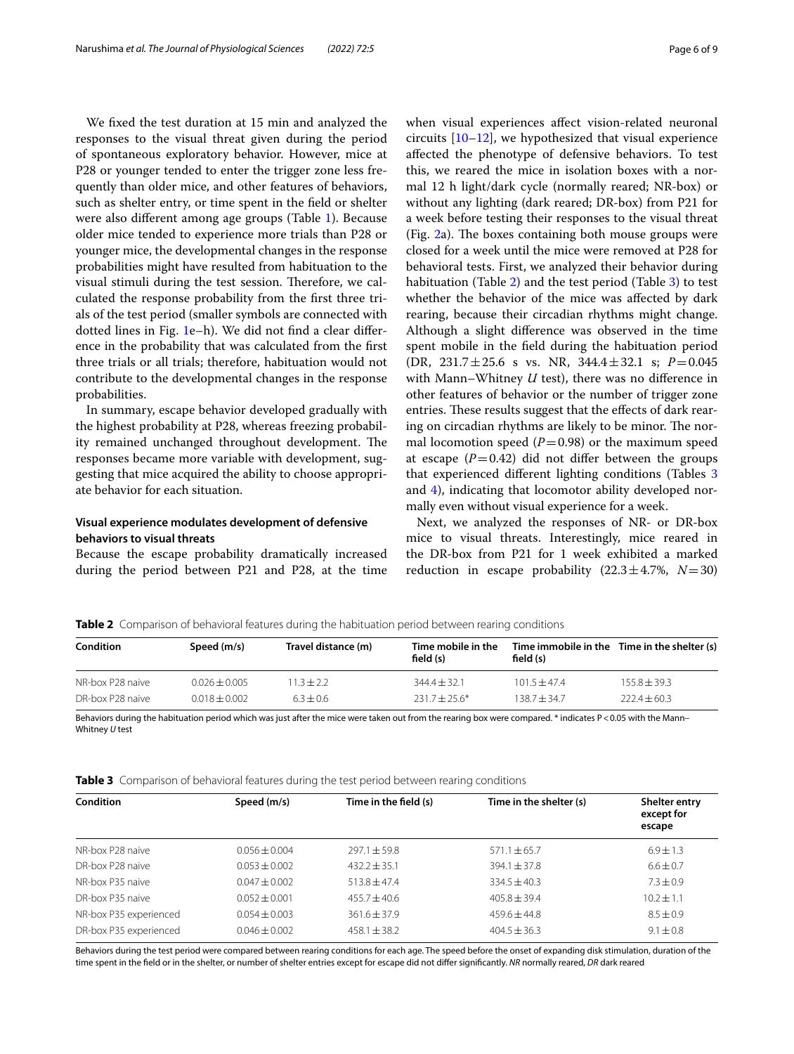We fixed the test duration at 15 min and analyzed the responses to the visual threat given during the period of spontaneous exploratory behavior. However, mice at P28 or younger tended to enter the trigger zone less frequently than older mice, and other features of behaviors, such as shelter entry, or time spent in the field or shelter were also different among age groups (Table 1). Because older mice tended to experience more trials than P28 or younger mice, the developmental changes in the response probabilities might have resulted from habituation to the visual stimuli during the test session. Therefore, we calculated the response probability from the first three trials of the test period (smaller symbols are connected with dotted lines in Fig. 1e–h). We did not find a clear difference in the probability that was calculated from the first three trials or all trials; therefore, habituation would not contribute to the developmental changes in the response probabilities.

In summary, escape behavior developed gradually with the highest probability at P28, whereas freezing probability remained unchanged throughout development. The responses became more variable with development, suggesting that mice acquired the ability to choose appropriate behavior for each situation.

### Visual experience modulates development of defensive behaviors to visual threats

Because the escape probability dramatically increased during the period between P21 and P28, at the time when visual experiences affect vision-related neuronal circuits [10–12], we hypothesized that visual experience affected the phenotype of defensive behaviors. To test this, we reared the mice in isolation boxes with a normal 12 h light/dark cycle (normally reared; NR-box) or without any lighting (dark reared; DR-box) from P21 for a week before testing their responses to the visual threat (Fig. 2a). The boxes containing both mouse groups were closed for a week until the mice were removed at P28 for behavioral tests. First, we analyzed their behavior during habituation (Table 2) and the test period (Table 3) to test whether the behavior of the mice was affected by dark rearing, because their circadian rhythms might change. Although a slight difference was observed in the time spent mobile in the field during the habituation period (DR, 231.7 ± 25.6 s vs. NR, 344.4 ± 32.1 s; $P = 0.045$ with Mann–Whitney *U* test), there was no difference in other features of behavior or the number of trigger zone entries. These results suggest that the effects of dark rearing on circadian rhythms are likely to be minor. The normal locomotion speed ($P = 0.98$) or the maximum speed at escape ($P = 0.42$) did not differ between the groups that experienced different lighting conditions (Tables 3 and 4), indicating that locomotor ability developed normally even without visual experience for a week.

Next, we analyzed the responses of NR- or DR-box mice to visual threats. Interestingly, mice reared in the DR-box from P21 for 1 week exhibited a marked reduction in escape probability (22.3 ± 4.7%, $N = 30$)

**Table 2** Comparison of behavioral features during the habituation period between rearing conditions

| Condition | Speed (m/s) | Travel distance (m) | Time mobile in the field (s) | Time immobile in the field (s) | Time in the shelter (s) |
|---|---|---|---|---|---|
| NR-box P28 naive | 0.026 ± 0.005 | 11.3 ± 2.2 | 344.4 ± 32.1 | 101.5 ± 47.4 | 155.8 ± 39.3 |
| DR-box P28 naive | 0.018 ± 0.002 | 6.3 ± 0.6 | 231.7 ± 25.6* | 138.7 ± 34.7 | 222.4 ± 60.3 |

Behaviors during the habituation period which was just after the mice were taken out from the rearing box were compared. * indicates P < 0.05 with the Mann–Whitney *U* test

**Table 3** Comparison of behavioral features during the test period between rearing conditions

| Condition | Speed (m/s) | Time in the field (s) | Time in the shelter (s) | Shelter entry except for escape |
|---|---|---|---|---|
| NR-box P28 naive | 0.056 ± 0.004 | 297.1 ± 59.8 | 571.1 ± 65.7 | 6.9 ± 1.3 |
| DR-box P28 naive | 0.053 ± 0.002 | 432.2 ± 35.1 | 394.1 ± 37.8 | 6.6 ± 0.7 |
| NR-box P35 naive | 0.047 ± 0.002 | 513.8 ± 47.4 | 334.5 ± 40.3 | 7.3 ± 0.9 |
| DR-box P35 naive | 0.052 ± 0.001 | 455.7 ± 40.6 | 405.8 ± 39.4 | 10.2 ± 1.1 |
| NR-box P35 experienced | 0.054 ± 0.003 | 361.6 ± 37.9 | 459.6 ± 44.8 | 8.5 ± 0.9 |
| DR-box P35 experienced | 0.046 ± 0.002 | 458.1 ± 38.2 | 404.5 ± 36.3 | 9.1 ± 0.8 |

Behaviors during the test period were compared between rearing conditions for each age. The speed before the onset of expanding disk stimulation, duration of the time spent in the field or in the shelter, or number of shelter entries except for escape did not differ significantly. *NR* normally reared, *DR* dark reared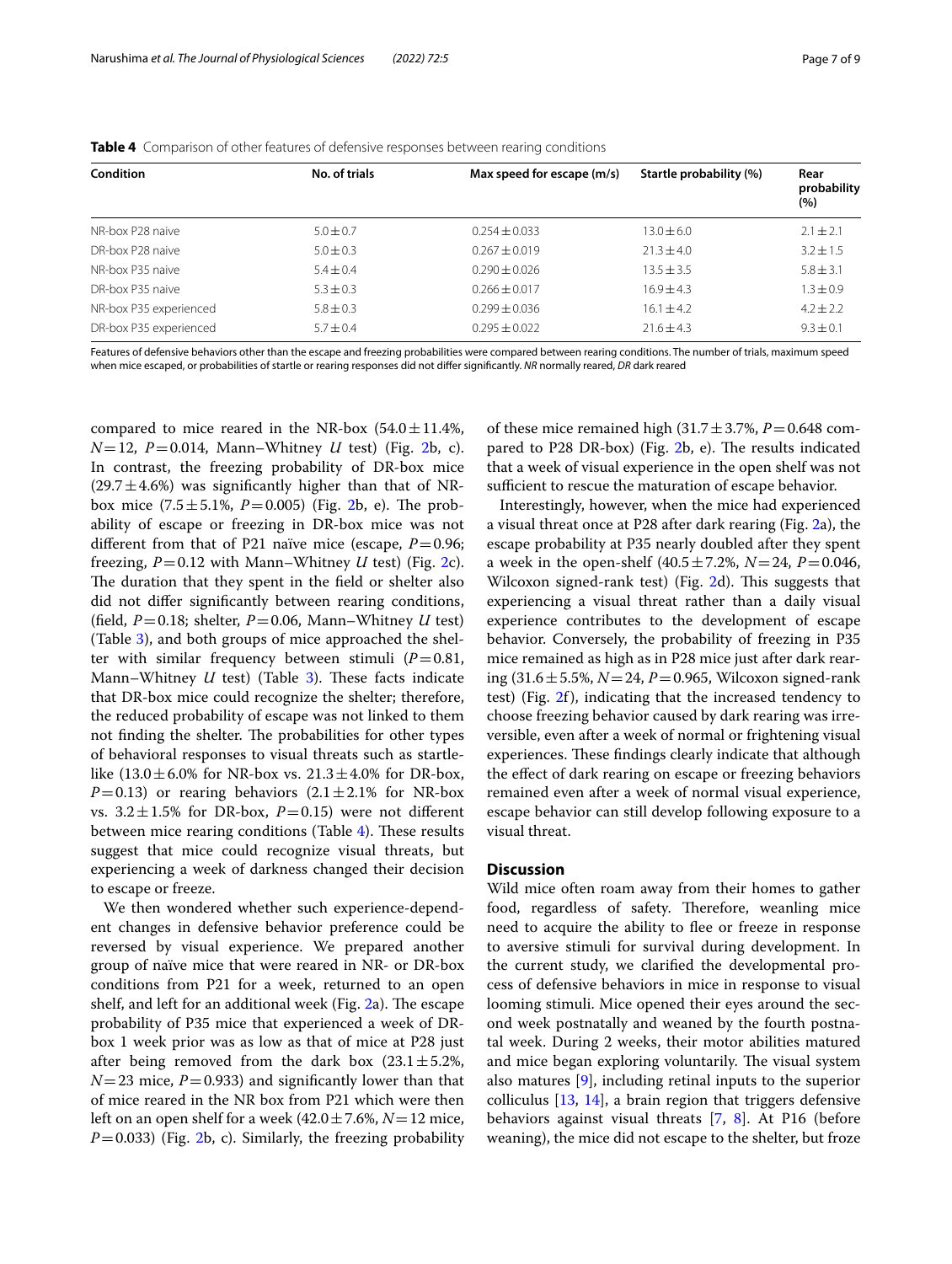**Table 4** Comparison of other features of defensive responses between rearing conditions

| Condition | No. of trials | Max speed for escape (m/s) | Startle probability (%) | Rear probability (%) |
|---|---|---|---|---|
| NR-box P28 naive | 5.0 ± 0.7 | 0.254 ± 0.033 | 13.0 ± 6.0 | 2.1 ± 2.1 |
| DR-box P28 naive | 5.0 ± 0.3 | 0.267 ± 0.019 | 21.3 ± 4.0 | 3.2 ± 1.5 |
| NR-box P35 naive | 5.4 ± 0.4 | 0.290 ± 0.026 | 13.5 ± 3.5 | 5.8 ± 3.1 |
| DR-box P35 naive | 5.3 ± 0.3 | 0.266 ± 0.017 | 16.9 ± 4.3 | 1.3 ± 0.9 |
| NR-box P35 experienced | 5.8 ± 0.3 | 0.299 ± 0.036 | 16.1 ± 4.2 | 4.2 ± 2.2 |
| DR-box P35 experienced | 5.7 ± 0.4 | 0.295 ± 0.022 | 21.6 ± 4.3 | 9.3 ± 0.1 |

Features of defensive behaviors other than the escape and freezing probabilities were compared between rearing conditions. The number of trials, maximum speed when mice escaped, or probabilities of startle or rearing responses did not differ significantly. *NR* normally reared, *DR* dark reared

compared to mice reared in the NR-box (54.0 ± 11.4%, $N = 12$, $P = 0.014$, Mann–Whitney *U* test) (Fig. 2b, c). In contrast, the freezing probability of DR-box mice (29.7 ± 4.6%) was significantly higher than that of NR-box mice (7.5 ± 5.1%, $P = 0.005$) (Fig. 2b, e). The probability of escape or freezing in DR-box mice was not different from that of P21 naïve mice (escape, $P = 0.96$; freezing, $P = 0.12$ with Mann–Whitney *U* test) (Fig. 2c). The duration that they spent in the field or shelter also did not differ significantly between rearing conditions, (field, $P = 0.18$; shelter, $P = 0.06$, Mann–Whitney *U* test) (Table 3), and both groups of mice approached the shelter with similar frequency between stimuli ($P = 0.81$, Mann–Whitney *U* test) (Table 3). These facts indicate that DR-box mice could recognize the shelter; therefore, the reduced probability of escape was not linked to them not finding the shelter. The probabilities for other types of behavioral responses to visual threats such as startle-like (13.0 ± 6.0% for NR-box vs. 21.3 ± 4.0% for DR-box, $P = 0.13$) or rearing behaviors (2.1 ± 2.1% for NR-box vs. 3.2 ± 1.5% for DR-box, $P = 0.15$) were not different between mice rearing conditions (Table 4). These results suggest that mice could recognize visual threats, but experiencing a week of darkness changed their decision to escape or freeze.

We then wondered whether such experience-dependent changes in defensive behavior preference could be reversed by visual experience. We prepared another group of naïve mice that were reared in NR- or DR-box conditions from P21 for a week, returned to an open shelf, and left for an additional week (Fig. 2a). The escape probability of P35 mice that experienced a week of DR-box 1 week prior was as low as that of mice at P28 just after being removed from the dark box (23.1 ± 5.2%, $N = 23$ mice, $P = 0.933$) and significantly lower than that of mice reared in the NR box from P21 which were then left on an open shelf for a week (42.0 ± 7.6%, $N = 12$ mice, $P = 0.033$) (Fig. 2b, c). Similarly, the freezing probability of these mice remained high (31.7 ± 3.7%, $P = 0.648$ compared to P28 DR-box) (Fig. 2b, e). The results indicated that a week of visual experience in the open shelf was not sufficient to rescue the maturation of escape behavior.

Interestingly, however, when the mice had experienced a visual threat once at P28 after dark rearing (Fig. 2a), the escape probability at P35 nearly doubled after they spent a week in the open-shelf (40.5 ± 7.2%, $N = 24$, $P = 0.046$, Wilcoxon signed-rank test) (Fig. 2d). This suggests that experiencing a visual threat rather than a daily visual experience contributes to the development of escape behavior. Conversely, the probability of freezing in P35 mice remained as high as in P28 mice just after dark rearing (31.6 ± 5.5%, $N = 24$, $P = 0.965$, Wilcoxon signed-rank test) (Fig. 2f), indicating that the increased tendency to choose freezing behavior caused by dark rearing was irreversible, even after a week of normal or frightening visual experiences. These findings clearly indicate that although the effect of dark rearing on escape or freezing behaviors remained even after a week of normal visual experience, escape behavior can still develop following exposure to a visual threat.

## Discussion

Wild mice often roam away from their homes to gather food, regardless of safety. Therefore, weanling mice need to acquire the ability to flee or freeze in response to aversive stimuli for survival during development. In the current study, we clarified the developmental process of defensive behaviors in mice in response to visual looming stimuli. Mice opened their eyes around the second week postnatally and weaned by the fourth postnatal week. During 2 weeks, their motor abilities matured and mice began exploring voluntarily. The visual system also matures [9], including retinal inputs to the superior colliculus [13, 14], a brain region that triggers defensive behaviors against visual threats [7, 8]. At P16 (before weaning), the mice did not escape to the shelter, but froze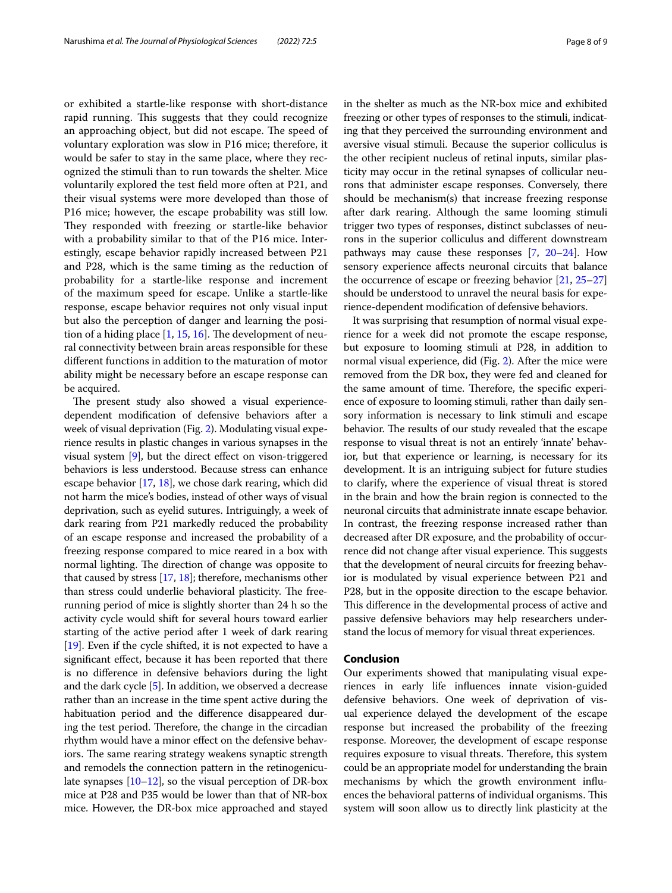or exhibited a startle-like response with short-distance rapid running. This suggests that they could recognize an approaching object, but did not escape. The speed of voluntary exploration was slow in P16 mice; therefore, it would be safer to stay in the same place, where they recognized the stimuli than to run towards the shelter. Mice voluntarily explored the test field more often at P21, and their visual systems were more developed than those of P16 mice; however, the escape probability was still low. They responded with freezing or startle-like behavior with a probability similar to that of the P16 mice. Interestingly, escape behavior rapidly increased between P21 and P28, which is the same timing as the reduction of probability for a startle-like response and increment of the maximum speed for escape. Unlike a startle-like response, escape behavior requires not only visual input but also the perception of danger and learning the position of a hiding place [1, 15, 16]. The development of neural connectivity between brain areas responsible for these different functions in addition to the maturation of motor ability might be necessary before an escape response can be acquired.

The present study also showed a visual experience-dependent modification of defensive behaviors after a week of visual deprivation (Fig. 2). Modulating visual experience results in plastic changes in various synapses in the visual system [9], but the direct effect on vison-triggered behaviors is less understood. Because stress can enhance escape behavior [17, 18], we chose dark rearing, which did not harm the mice's bodies, instead of other ways of visual deprivation, such as eyelid sutures. Intriguingly, a week of dark rearing from P21 markedly reduced the probability of an escape response and increased the probability of a freezing response compared to mice reared in a box with normal lighting. The direction of change was opposite to that caused by stress [17, 18]; therefore, mechanisms other than stress could underlie behavioral plasticity. The free-running period of mice is slightly shorter than 24 h so the activity cycle would shift for several hours toward earlier starting of the active period after 1 week of dark rearing [19]. Even if the cycle shifted, it is not expected to have a significant effect, because it has been reported that there is no difference in defensive behaviors during the light and the dark cycle [5]. In addition, we observed a decrease rather than an increase in the time spent active during the habituation period and the difference disappeared during the test period. Therefore, the change in the circadian rhythm would have a minor effect on the defensive behaviors. The same rearing strategy weakens synaptic strength and remodels the connection pattern in the retinogeniculate synapses [10–12], so the visual perception of DR-box mice at P28 and P35 would be lower than that of NR-box mice. However, the DR-box mice approached and stayed in the shelter as much as the NR-box mice and exhibited freezing or other types of responses to the stimuli, indicating that they perceived the surrounding environment and aversive visual stimuli. Because the superior colliculus is the other recipient nucleus of retinal inputs, similar plasticity may occur in the retinal synapses of collicular neurons that administer escape responses. Conversely, there should be mechanism(s) that increase freezing response after dark rearing. Although the same looming stimuli trigger two types of responses, distinct subclasses of neurons in the superior colliculus and different downstream pathways may cause these responses [7, 20–24]. How sensory experience affects neuronal circuits that balance the occurrence of escape or freezing behavior [21, 25–27] should be understood to unravel the neural basis for experience-dependent modification of defensive behaviors.

It was surprising that resumption of normal visual experience for a week did not promote the escape response, but exposure to looming stimuli at P28, in addition to normal visual experience, did (Fig. 2). After the mice were removed from the DR box, they were fed and cleaned for the same amount of time. Therefore, the specific experience of exposure to looming stimuli, rather than daily sensory information is necessary to link stimuli and escape behavior. The results of our study revealed that the escape response to visual threat is not an entirely 'innate' behavior, but that experience or learning, is necessary for its development. It is an intriguing subject for future studies to clarify, where the experience of visual threat is stored in the brain and how the brain region is connected to the neuronal circuits that administrate innate escape behavior. In contrast, the freezing response increased rather than decreased after DR exposure, and the probability of occurrence did not change after visual experience. This suggests that the development of neural circuits for freezing behavior is modulated by visual experience between P21 and P28, but in the opposite direction to the escape behavior. This difference in the developmental process of active and passive defensive behaviors may help researchers understand the locus of memory for visual threat experiences.

## Conclusion

Our experiments showed that manipulating visual experiences in early life influences innate vision-guided defensive behaviors. One week of deprivation of visual experience delayed the development of the escape response but increased the probability of the freezing response. Moreover, the development of escape response requires exposure to visual threats. Therefore, this system could be an appropriate model for understanding the brain mechanisms by which the growth environment influences the behavioral patterns of individual organisms. This system will soon allow us to directly link plasticity at the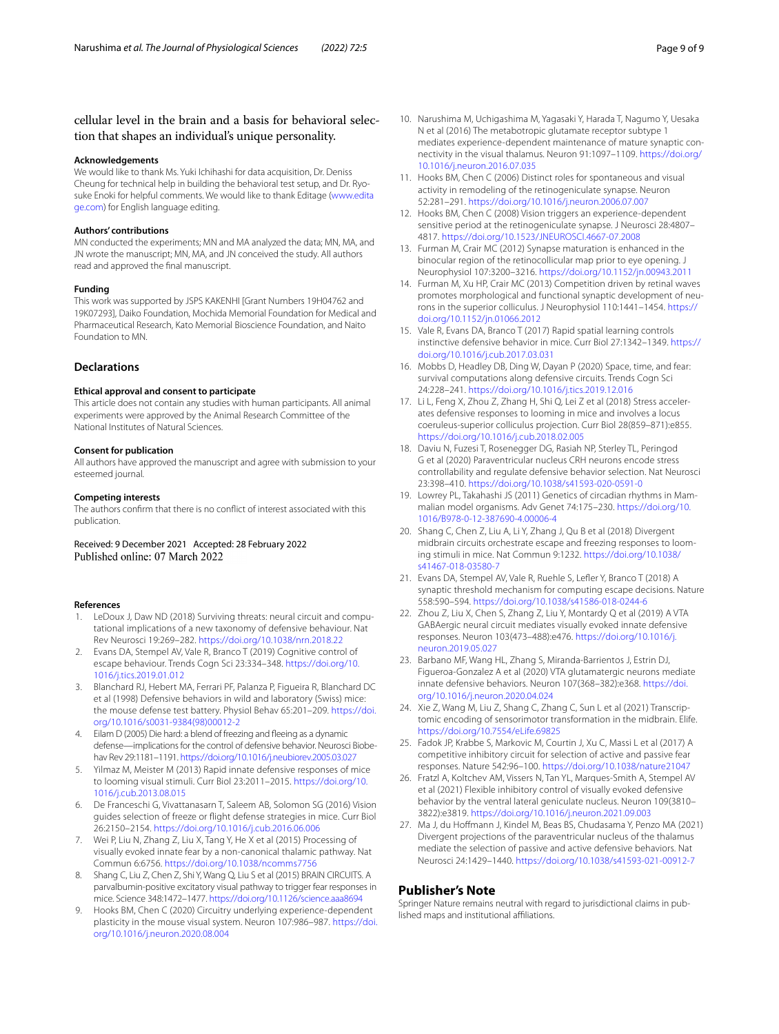cellular level in the brain and a basis for behavioral selection that shapes an individual's unique personality.

**Acknowledgements**

We would like to thank Ms. Yuki Ichihashi for data acquisition, Dr. Deniss Cheung for technical help in building the behavioral test setup, and Dr. Ryosuke Enoki for helpful comments. We would like to thank Editage (www.editage.com) for English language editing.

**Authors' contributions**

MN conducted the experiments; MN and MA analyzed the data; MN, MA, and JN wrote the manuscript; MN, MA, and JN conceived the study. All authors read and approved the final manuscript.

**Funding**

This work was supported by JSPS KAKENHI [Grant Numbers 19H04762 and 19K07293], Daiko Foundation, Mochida Memorial Foundation for Medical and Pharmaceutical Research, Kato Memorial Bioscience Foundation, and Naito Foundation to MN.

## Declarations

**Ethical approval and consent to participate**

This article does not contain any studies with human participants. All animal experiments were approved by the Animal Research Committee of the National Institutes of Natural Sciences.

**Consent for publication**

All authors have approved the manuscript and agree with submission to your esteemed journal.

**Competing interests**

The authors confirm that there is no conflict of interest associated with this publication.

Received: 9 December 2021 Accepted: 28 February 2022
Published online: 07 March 2022

**References**

1. LeDoux J, Daw ND (2018) Surviving threats: neural circuit and computational implications of a new taxonomy of defensive behaviour. Nat Rev Neurosci 19:269–282. https://doi.org/10.1038/nrn.2018.22
2. Evans DA, Stempel AV, Vale R, Branco T (2019) Cognitive control of escape behaviour. Trends Cogn Sci 23:334–348. https://doi.org/10.1016/j.tics.2019.01.012
3. Blanchard RJ, Hebert MA, Ferrari PF, Palanza P, Figueira R, Blanchard DC et al (1998) Defensive behaviors in wild and laboratory (Swiss) mice: the mouse defense test battery. Physiol Behav 65:201–209. https://doi.org/10.1016/s0031-9384(98)00012-2
4. Eilam D (2005) Die hard: a blend of freezing and fleeing as a dynamic defense—implications for the control of defensive behavior. Neurosci Biobehav Rev 29:1181–1191. https://doi.org/10.1016/j.neubiorev.2005.03.027
5. Yilmaz M, Meister M (2013) Rapid innate defensive responses of mice to looming visual stimuli. Curr Biol 23:2011–2015. https://doi.org/10.1016/j.cub.2013.08.015
6. De Franceschi G, Vivattanasarn T, Saleem AB, Solomon SG (2016) Vision guides selection of freeze or flight defense strategies in mice. Curr Biol 26:2150–2154. https://doi.org/10.1016/j.cub.2016.06.006
7. Wei P, Liu N, Zhang Z, Liu X, Tang Y, He X et al (2015) Processing of visually evoked innate fear by a non-canonical thalamic pathway. Nat Commun 6:6756. https://doi.org/10.1038/ncomms7756
8. Shang C, Liu Z, Chen Z, Shi Y, Wang Q, Liu S et al (2015) BRAIN CIRCUITS. A parvalbumin-positive excitatory visual pathway to trigger fear responses in mice. Science 348:1472–1477. https://doi.org/10.1126/science.aaa8694
9. Hooks BM, Chen C (2020) Circuitry underlying experience-dependent plasticity in the mouse visual system. Neuron 107:986–987. https://doi.org/10.1016/j.neuron.2020.08.004
10. Narushima M, Uchigashima M, Yagasaki Y, Harada T, Nagumo Y, Uesaka N et al (2016) The metabotropic glutamate receptor subtype 1 mediates experience-dependent maintenance of mature synaptic connectivity in the visual thalamus. Neuron 91:1097–1109. https://doi.org/10.1016/j.neuron.2016.07.035
11. Hooks BM, Chen C (2006) Distinct roles for spontaneous and visual activity in remodeling of the retinogeniculate synapse. Neuron 52:281–291. https://doi.org/10.1016/j.neuron.2006.07.007
12. Hooks BM, Chen C (2008) Vision triggers an experience-dependent sensitive period at the retinogeniculate synapse. J Neurosci 28:4807–4817. https://doi.org/10.1523/JNEUROSCI.4667-07.2008
13. Furman M, Crair MC (2012) Synapse maturation is enhanced in the binocular region of the retinocollicular map prior to eye opening. J Neurophysiol 107:3200–3216. https://doi.org/10.1152/jn.00943.2011
14. Furman M, Xu HP, Crair MC (2013) Competition driven by retinal waves promotes morphological and functional synaptic development of neurons in the superior colliculus. J Neurophysiol 110:1441–1454. https://doi.org/10.1152/jn.01066.2012
15. Vale R, Evans DA, Branco T (2017) Rapid spatial learning controls instinctive defensive behavior in mice. Curr Biol 27:1342–1349. https://doi.org/10.1016/j.cub.2017.03.031
16. Mobbs D, Headley DB, Ding W, Dayan P (2020) Space, time, and fear: survival computations along defensive circuits. Trends Cogn Sci 24:228–241. https://doi.org/10.1016/j.tics.2019.12.016
17. Li L, Feng X, Zhou Z, Zhang H, Shi Q, Lei Z et al (2018) Stress accelerates defensive responses to looming in mice and involves a locus coeruleus-superior colliculus projection. Curr Biol 28(859–871):e855. https://doi.org/10.1016/j.cub.2018.02.005
18. Daviu N, Fuzesi T, Rosenegger DG, Rasiah NP, Sterley TL, Peringod G et al (2020) Paraventricular nucleus CRH neurons encode stress controllability and regulate defensive behavior selection. Nat Neurosci 23:398–410. https://doi.org/10.1038/s41593-020-0591-0
19. Lowrey PL, Takahashi JS (2011) Genetics of circadian rhythms in Mammalian model organisms. Adv Genet 74:175–230. https://doi.org/10.1016/B978-0-12-387690-4.00006-4
20. Shang C, Chen Z, Liu A, Li Y, Zhang J, Qu B et al (2018) Divergent midbrain circuits orchestrate escape and freezing responses to looming stimuli in mice. Nat Commun 9:1232. https://doi.org/10.1038/s41467-018-03580-7
21. Evans DA, Stempel AV, Vale R, Ruehle S, Lefler Y, Branco T (2018) A synaptic threshold mechanism for computing escape decisions. Nature 558:590–594. https://doi.org/10.1038/s41586-018-0244-6
22. Zhou Z, Liu X, Chen S, Zhang Z, Liu Y, Montardy Q et al (2019) A VTA GABAergic neural circuit mediates visually evoked innate defensive responses. Neuron 103(473–488):e476. https://doi.org/10.1016/j.neuron.2019.05.027
23. Barbano MF, Wang HL, Zhang S, Miranda-Barrientos J, Estrin DJ, Figueroa-Gonzalez A et al (2020) VTA glutamatergic neurons mediate innate defensive behaviors. Neuron 107(368–382):e368. https://doi.org/10.1016/j.neuron.2020.04.024
24. Xie Z, Wang M, Liu Z, Shang C, Zhang C, Sun L et al (2021) Transcriptomic encoding of sensorimotor transformation in the midbrain. Elife. https://doi.org/10.7554/eLife.69825
25. Fadok JP, Krabbe S, Markovic M, Courtin J, Xu C, Massi L et al (2017) A competitive inhibitory circuit for selection of active and passive fear responses. Nature 542:96–100. https://doi.org/10.1038/nature21047
26. Fratzl A, Koltchev AM, Vissers N, Tan YL, Marques-Smith A, Stempel AV et al (2021) Flexible inhibitory control of visually evoked defensive behavior by the ventral lateral geniculate nucleus. Neuron 109(3810–3822):e3819. https://doi.org/10.1016/j.neuron.2021.09.003
27. Ma J, du Hoffmann J, Kindel M, Beas BS, Chudasama Y, Penzo MA (2021) Divergent projections of the paraventricular nucleus of the thalamus mediate the selection of passive and active defensive behaviors. Nat Neurosci 24:1429–1440. https://doi.org/10.1038/s41593-021-00912-7

## Publisher's Note

Springer Nature remains neutral with regard to jurisdictional claims in published maps and institutional affiliations.